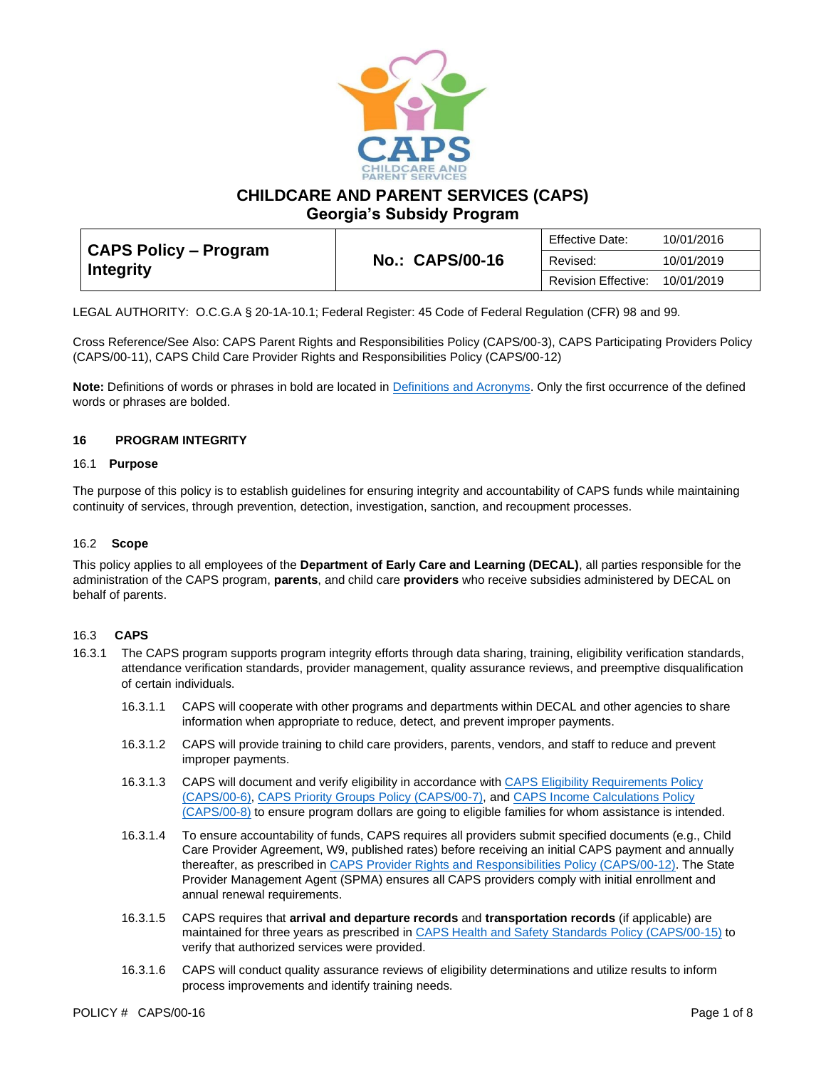# CHILDCARE AND PARENT SERVICES (CAPS)
## Georgia's Subsidy Program

| CAPS Policy – Program Integrity | No.: CAPS/00-16 | Effective Date: | 10/01/2016 |
|---|---|---|---|
| | | Revised: | 10/01/2019 |
| | | Revision Effective: | 10/01/2019 |

LEGAL AUTHORITY: O.C.G.A § 20-1A-10.1; Federal Register: 45 Code of Federal Regulation (CFR) 98 and 99.

Cross Reference/See Also: CAPS Parent Rights and Responsibilities Policy (CAPS/00-3), CAPS Participating Providers Policy (CAPS/00-11), CAPS Child Care Provider Rights and Responsibilities Policy (CAPS/00-12)

**Note:** Definitions of words or phrases in bold are located in Definitions and Acronyms. Only the first occurrence of the defined words or phrases are bolded.

### 16 PROGRAM INTEGRITY

#### 16.1 Purpose

The purpose of this policy is to establish guidelines for ensuring integrity and accountability of CAPS funds while maintaining continuity of services, through prevention, detection, investigation, sanction, and recoupment processes.

#### 16.2 Scope

This policy applies to all employees of the **Department of Early Care and Learning (DECAL)**, all parties responsible for the administration of the CAPS program, **parents**, and child care **providers** who receive subsidies administered by DECAL on behalf of parents.

#### 16.3 CAPS

16.3.1 The CAPS program supports program integrity efforts through data sharing, training, eligibility verification standards, attendance verification standards, provider management, quality assurance reviews, and preemptive disqualification of certain individuals.

16.3.1.1 CAPS will cooperate with other programs and departments within DECAL and other agencies to share information when appropriate to reduce, detect, and prevent improper payments.

16.3.1.2 CAPS will provide training to child care providers, parents, vendors, and staff to reduce and prevent improper payments.

16.3.1.3 CAPS will document and verify eligibility in accordance with CAPS Eligibility Requirements Policy (CAPS/00-6), CAPS Priority Groups Policy (CAPS/00-7), and CAPS Income Calculations Policy (CAPS/00-8) to ensure program dollars are going to eligible families for whom assistance is intended.

16.3.1.4 To ensure accountability of funds, CAPS requires all providers submit specified documents (e.g., Child Care Provider Agreement, W9, published rates) before receiving an initial CAPS payment and annually thereafter, as prescribed in CAPS Provider Rights and Responsibilities Policy (CAPS/00-12). The State Provider Management Agent (SPMA) ensures all CAPS providers comply with initial enrollment and annual renewal requirements.

16.3.1.5 CAPS requires that **arrival and departure records** and **transportation records** (if applicable) are maintained for three years as prescribed in CAPS Health and Safety Standards Policy (CAPS/00-15) to verify that authorized services were provided.

16.3.1.6 CAPS will conduct quality assurance reviews of eligibility determinations and utilize results to inform process improvements and identify training needs.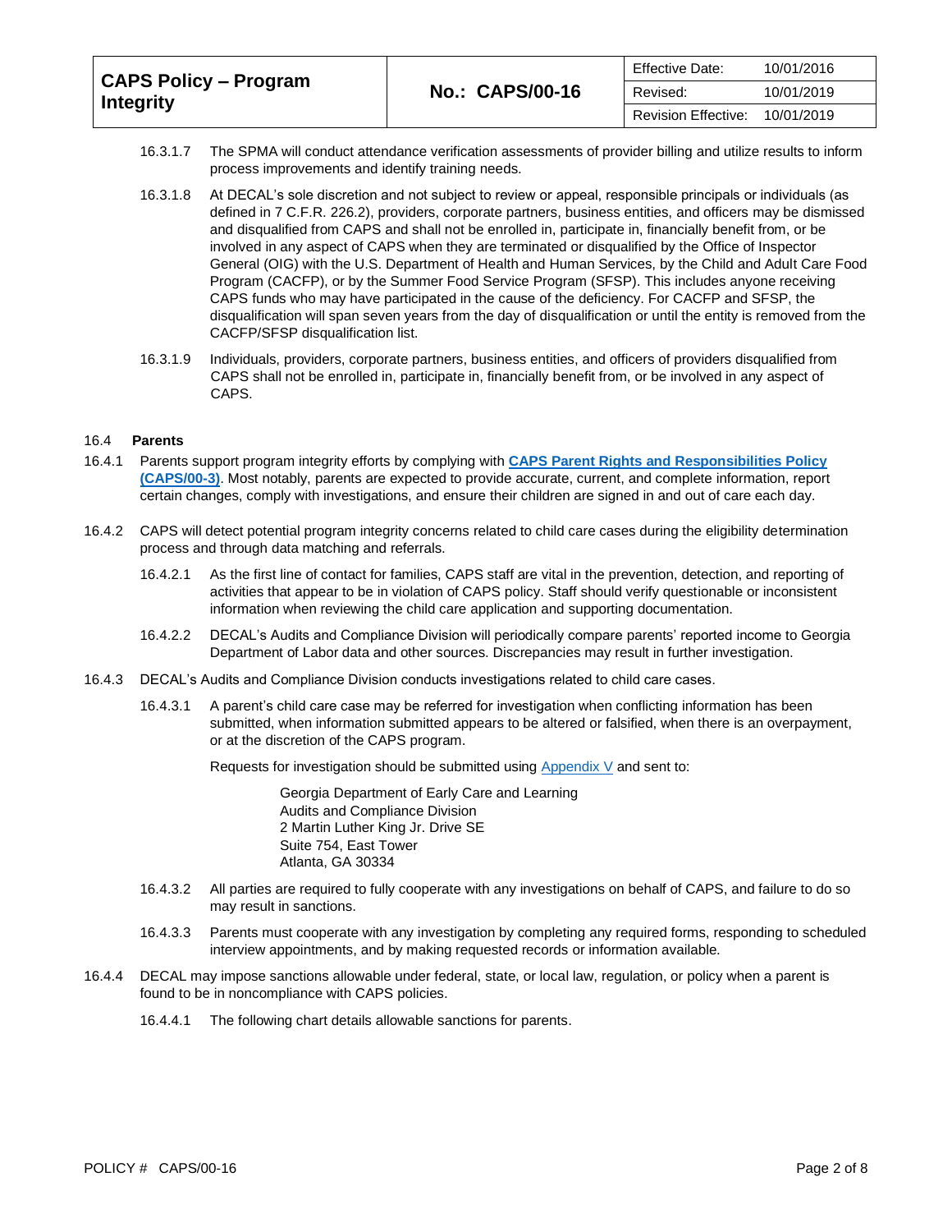16.3.1.7 The SPMA will conduct attendance verification assessments of provider billing and utilize results to inform process improvements and identify training needs.

16.3.1.8 At DECAL's sole discretion and not subject to review or appeal, responsible principals or individuals (as defined in 7 C.F.R. 226.2), providers, corporate partners, business entities, and officers may be dismissed and disqualified from CAPS and shall not be enrolled in, participate in, financially benefit from, or be involved in any aspect of CAPS when they are terminated or disqualified by the Office of Inspector General (OIG) with the U.S. Department of Health and Human Services, by the Child and Adult Care Food Program (CACFP), or by the Summer Food Service Program (SFSP). This includes anyone receiving CAPS funds who may have participated in the cause of the deficiency. For CACFP and SFSP, the disqualification will span seven years from the day of disqualification or until the entity is removed from the CACFP/SFSP disqualification list.

16.3.1.9 Individuals, providers, corporate partners, business entities, and officers of providers disqualified from CAPS shall not be enrolled in, participate in, financially benefit from, or be involved in any aspect of CAPS.

## 16.4 Parents

16.4.1 Parents support program integrity efforts by complying with **CAPS Parent Rights and Responsibilities Policy (CAPS/00-3)**. Most notably, parents are expected to provide accurate, current, and complete information, report certain changes, comply with investigations, and ensure their children are signed in and out of care each day.

16.4.2 CAPS will detect potential program integrity concerns related to child care cases during the eligibility determination process and through data matching and referrals.

16.4.2.1 As the first line of contact for families, CAPS staff are vital in the prevention, detection, and reporting of activities that appear to be in violation of CAPS policy. Staff should verify questionable or inconsistent information when reviewing the child care application and supporting documentation.

16.4.2.2 DECAL's Audits and Compliance Division will periodically compare parents' reported income to Georgia Department of Labor data and other sources. Discrepancies may result in further investigation.

16.4.3 DECAL's Audits and Compliance Division conducts investigations related to child care cases.

16.4.3.1 A parent's child care case may be referred for investigation when conflicting information has been submitted, when information submitted appears to be altered or falsified, when there is an overpayment, or at the discretion of the CAPS program.

Requests for investigation should be submitted using Appendix V and sent to:

Georgia Department of Early Care and Learning
Audits and Compliance Division
2 Martin Luther King Jr. Drive SE
Suite 754, East Tower
Atlanta, GA 30334

16.4.3.2 All parties are required to fully cooperate with any investigations on behalf of CAPS, and failure to do so may result in sanctions.

16.4.3.3 Parents must cooperate with any investigation by completing any required forms, responding to scheduled interview appointments, and by making requested records or information available.

16.4.4 DECAL may impose sanctions allowable under federal, state, or local law, regulation, or policy when a parent is found to be in noncompliance with CAPS policies.

16.4.4.1 The following chart details allowable sanctions for parents.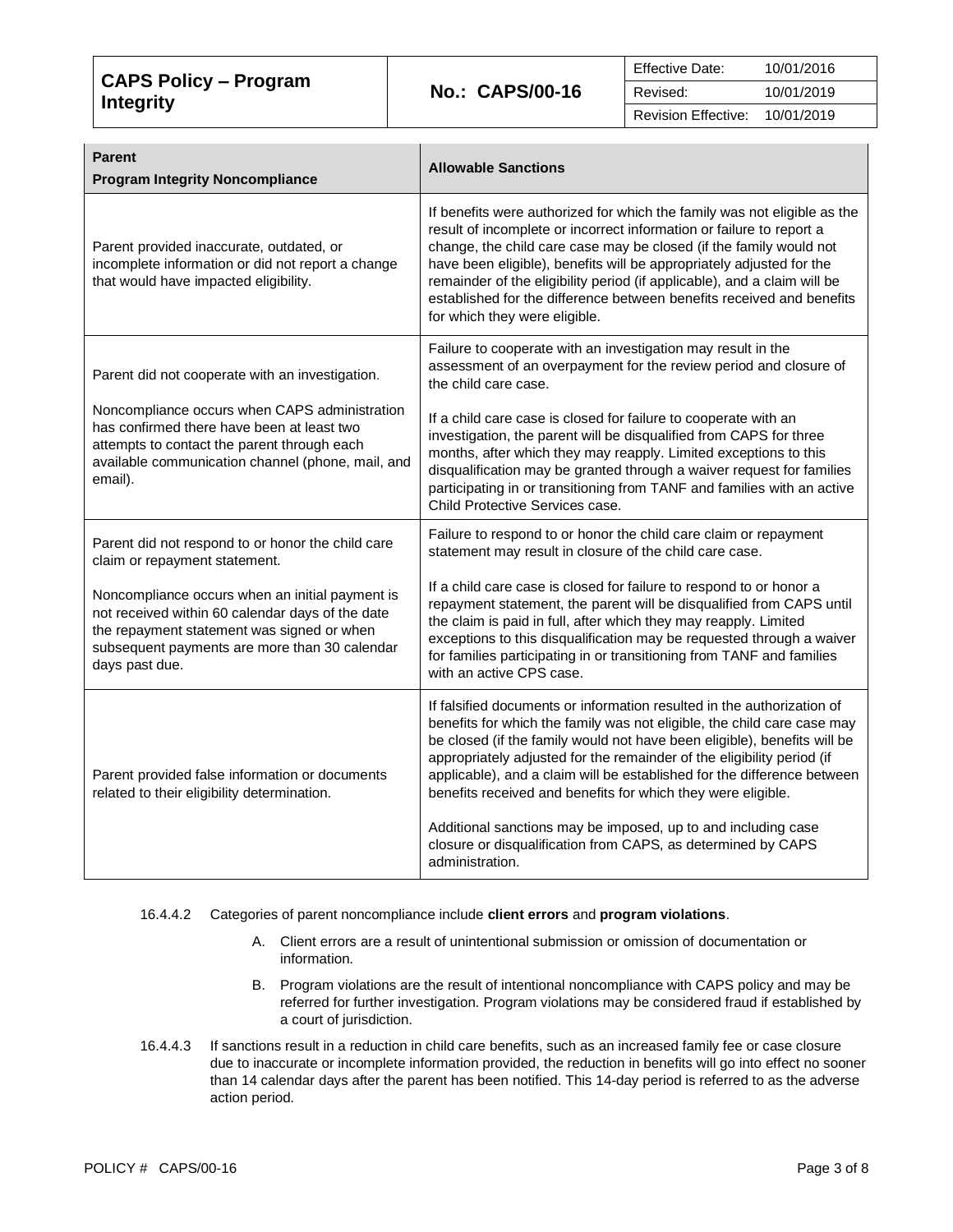| Parent<br>Program Integrity Noncompliance | Allowable Sanctions |
|---|---|
| Parent provided inaccurate, outdated, or incomplete information or did not report a change that would have impacted eligibility. | If benefits were authorized for which the family was not eligible as the result of incomplete or incorrect information or failure to report a change, the child care case may be closed (if the family would not have been eligible), benefits will be appropriately adjusted for the remainder of the eligibility period (if applicable), and a claim will be established for the difference between benefits received and benefits for which they were eligible. |
| Parent did not cooperate with an investigation.<br><br>Noncompliance occurs when CAPS administration has confirmed there have been at least two attempts to contact the parent through each available communication channel (phone, mail, and email). | Failure to cooperate with an investigation may result in the assessment of an overpayment for the review period and closure of the child care case.<br><br>If a child care case is closed for failure to cooperate with an investigation, the parent will be disqualified from CAPS for three months, after which they may reapply. Limited exceptions to this disqualification may be granted through a waiver request for families participating in or transitioning from TANF and families with an active Child Protective Services case. |
| Parent did not respond to or honor the child care claim or repayment statement.<br><br>Noncompliance occurs when an initial payment is not received within 60 calendar days of the date the repayment statement was signed or when subsequent payments are more than 30 calendar days past due. | Failure to respond to or honor the child care claim or repayment statement may result in closure of the child care case.<br><br>If a child care case is closed for failure to respond to or honor a repayment statement, the parent will be disqualified from CAPS until the claim is paid in full, after which they may reapply. Limited exceptions to this disqualification may be requested through a waiver for families participating in or transitioning from TANF and families with an active CPS case. |
| Parent provided false information or documents related to their eligibility determination. | If falsified documents or information resulted in the authorization of benefits for which the family was not eligible, the child care case may be closed (if the family would not have been eligible), benefits will be appropriately adjusted for the remainder of the eligibility period (if applicable), and a claim will be established for the difference between benefits received and benefits for which they were eligible.<br><br>Additional sanctions may be imposed, up to and including case closure or disqualification from CAPS, as determined by CAPS administration. |

16.4.4.2 Categories of parent noncompliance include **client errors** and **program violations**.

A. Client errors are a result of unintentional submission or omission of documentation or information.

B. Program violations are the result of intentional noncompliance with CAPS policy and may be referred for further investigation. Program violations may be considered fraud if established by a court of jurisdiction.

16.4.4.3 If sanctions result in a reduction in child care benefits, such as an increased family fee or case closure due to inaccurate or incomplete information provided, the reduction in benefits will go into effect no sooner than 14 calendar days after the parent has been notified. This 14-day period is referred to as the adverse action period.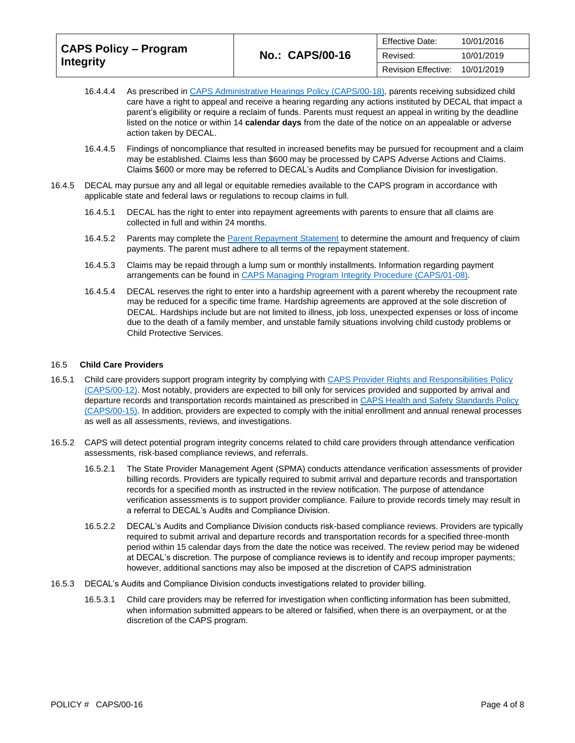16.4.4.4 As prescribed in [CAPS Administrative Hearings Policy (CAPS/00-18)](), parents receiving subsidized child care have a right to appeal and receive a hearing regarding any actions instituted by DECAL that impact a parent's eligibility or require a reclaim of funds. Parents must request an appeal in writing by the deadline listed on the notice or within 14 **calendar days** from the date of the notice on an appealable or adverse action taken by DECAL.

16.4.4.5 Findings of noncompliance that resulted in increased benefits may be pursued for recoupment and a claim may be established. Claims less than $600 may be processed by CAPS Adverse Actions and Claims. Claims $600 or more may be referred to DECAL's Audits and Compliance Division for investigation.

16.4.5 DECAL may pursue any and all legal or equitable remedies available to the CAPS program in accordance with applicable state and federal laws or regulations to recoup claims in full.

16.4.5.1 DECAL has the right to enter into repayment agreements with parents to ensure that all claims are collected in full and within 24 months.

16.4.5.2 Parents may complete the [Parent Repayment Statement]() to determine the amount and frequency of claim payments. The parent must adhere to all terms of the repayment statement.

16.4.5.3 Claims may be repaid through a lump sum or monthly installments. Information regarding payment arrangements can be found in [CAPS Managing Program Integrity Procedure (CAPS/01-08)]().

16.4.5.4 DECAL reserves the right to enter into a hardship agreement with a parent whereby the recoupment rate may be reduced for a specific time frame. Hardship agreements are approved at the sole discretion of DECAL. Hardships include but are not limited to illness, job loss, unexpected expenses or loss of income due to the death of a family member, and unstable family situations involving child custody problems or Child Protective Services.

### 16.5 Child Care Providers

16.5.1 Child care providers support program integrity by complying with [CAPS Provider Rights and Responsibilities Policy (CAPS/00-12)](). Most notably, providers are expected to bill only for services provided and supported by arrival and departure records and transportation records maintained as prescribed in [CAPS Health and Safety Standards Policy (CAPS/00-15)](). In addition, providers are expected to comply with the initial enrollment and annual renewal processes as well as all assessments, reviews, and investigations.

16.5.2 CAPS will detect potential program integrity concerns related to child care providers through attendance verification assessments, risk-based compliance reviews, and referrals.

16.5.2.1 The State Provider Management Agent (SPMA) conducts attendance verification assessments of provider billing records. Providers are typically required to submit arrival and departure records and transportation records for a specified month as instructed in the review notification. The purpose of attendance verification assessments is to support provider compliance. Failure to provide records timely may result in a referral to DECAL's Audits and Compliance Division.

16.5.2.2 DECAL's Audits and Compliance Division conducts risk-based compliance reviews. Providers are typically required to submit arrival and departure records and transportation records for a specified three-month period within 15 calendar days from the date the notice was received. The review period may be widened at DECAL's discretion. The purpose of compliance reviews is to identify and recoup improper payments; however, additional sanctions may also be imposed at the discretion of CAPS administration

16.5.3 DECAL's Audits and Compliance Division conducts investigations related to provider billing.

16.5.3.1 Child care providers may be referred for investigation when conflicting information has been submitted, when information submitted appears to be altered or falsified, when there is an overpayment, or at the discretion of the CAPS program.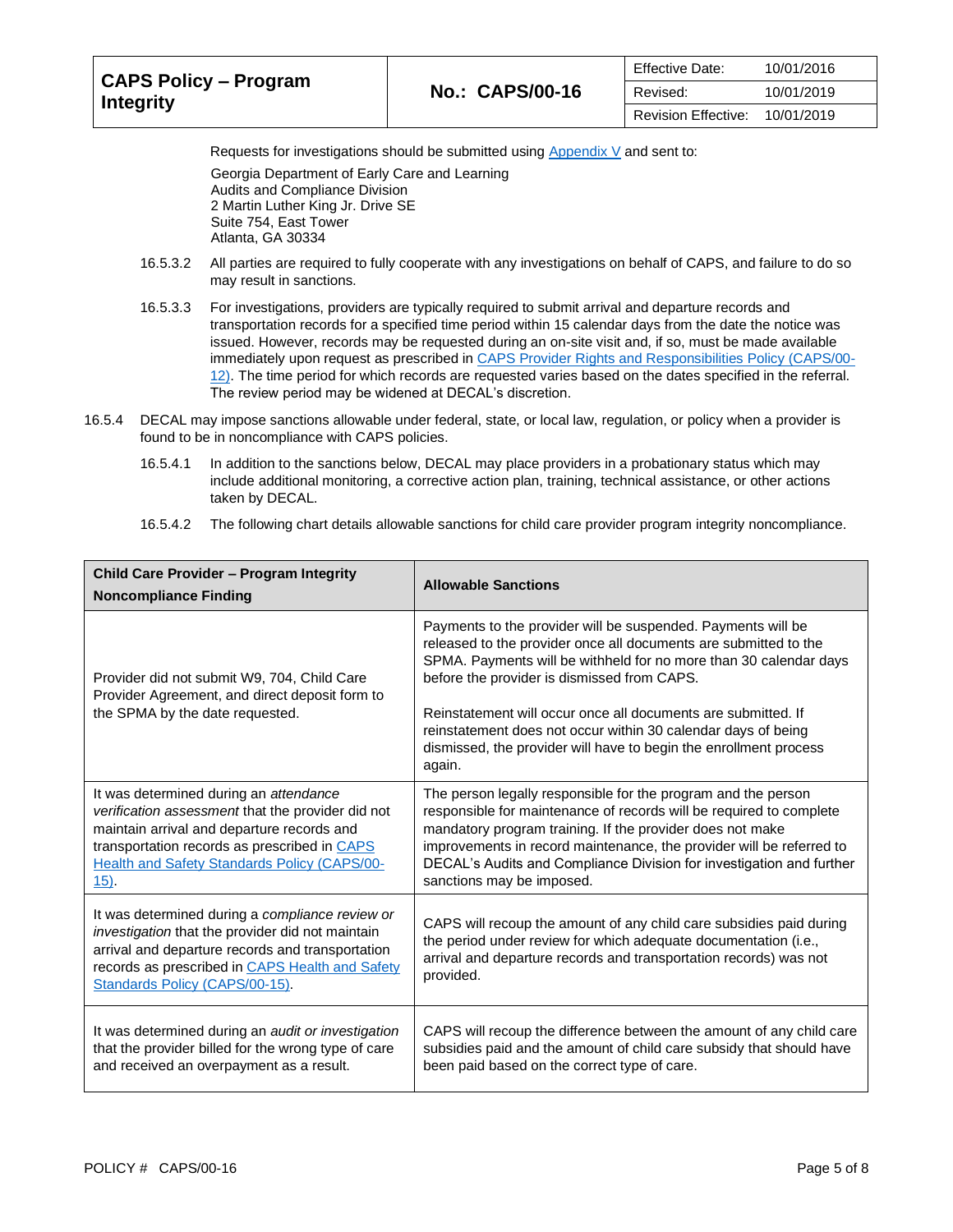Requests for investigations should be submitted using Appendix V and sent to:

Georgia Department of Early Care and Learning
Audits and Compliance Division
2 Martin Luther King Jr. Drive SE
Suite 754, East Tower
Atlanta, GA 30334

16.5.3.2 All parties are required to fully cooperate with any investigations on behalf of CAPS, and failure to do so may result in sanctions.

16.5.3.3 For investigations, providers are typically required to submit arrival and departure records and transportation records for a specified time period within 15 calendar days from the date the notice was issued. However, records may be requested during an on-site visit and, if so, must be made available immediately upon request as prescribed in CAPS Provider Rights and Responsibilities Policy (CAPS/00-12). The time period for which records are requested varies based on the dates specified in the referral. The review period may be widened at DECAL's discretion.

16.5.4 DECAL may impose sanctions allowable under federal, state, or local law, regulation, or policy when a provider is found to be in noncompliance with CAPS policies.

16.5.4.1 In addition to the sanctions below, DECAL may place providers in a probationary status which may include additional monitoring, a corrective action plan, training, technical assistance, or other actions taken by DECAL.

16.5.4.2 The following chart details allowable sanctions for child care provider program integrity noncompliance.

| Child Care Provider – Program Integrity Noncompliance Finding | Allowable Sanctions |
|---|---|
| Provider did not submit W9, 704, Child Care Provider Agreement, and direct deposit form to the SPMA by the date requested. | Payments to the provider will be suspended. Payments will be released to the provider once all documents are submitted to the SPMA. Payments will be withheld for no more than 30 calendar days before the provider is dismissed from CAPS.<br><br>Reinstatement will occur once all documents are submitted. If reinstatement does not occur within 30 calendar days of being dismissed, the provider will have to begin the enrollment process again. |
| It was determined during an *attendance verification assessment* that the provider did not maintain arrival and departure records and transportation records as prescribed in CAPS Health and Safety Standards Policy (CAPS/00-15). | The person legally responsible for the program and the person responsible for maintenance of records will be required to complete mandatory program training. If the provider does not make improvements in record maintenance, the provider will be referred to DECAL's Audits and Compliance Division for investigation and further sanctions may be imposed. |
| It was determined during a *compliance review or investigation* that the provider did not maintain arrival and departure records and transportation records as prescribed in CAPS Health and Safety Standards Policy (CAPS/00-15). | CAPS will recoup the amount of any child care subsidies paid during the period under review for which adequate documentation (i.e., arrival and departure records and transportation records) was not provided. |
| It was determined during an *audit or investigation* that the provider billed for the wrong type of care and received an overpayment as a result. | CAPS will recoup the difference between the amount of any child care subsidies paid and the amount of child care subsidy that should have been paid based on the correct type of care. |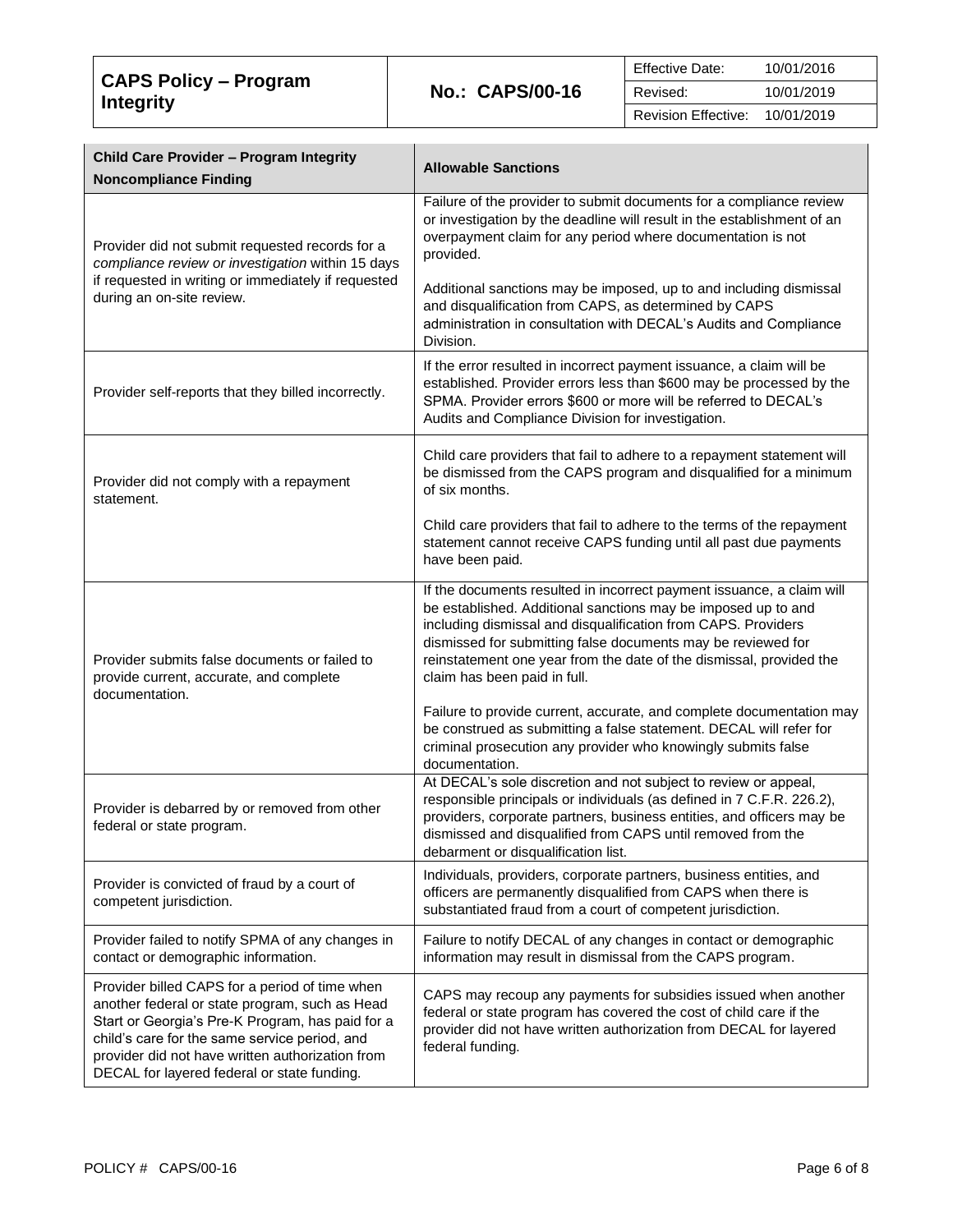| Child Care Provider – Program Integrity Noncompliance Finding | Allowable Sanctions |
|---|---|
| Provider did not submit requested records for a *compliance review or investigation* within 15 days if requested in writing or immediately if requested during an on-site review. | Failure of the provider to submit documents for a compliance review or investigation by the deadline will result in the establishment of an overpayment claim for any period where documentation is not provided.<br><br>Additional sanctions may be imposed, up to and including dismissal and disqualification from CAPS, as determined by CAPS administration in consultation with DECAL's Audits and Compliance Division. |
| Provider self-reports that they billed incorrectly. | If the error resulted in incorrect payment issuance, a claim will be established. Provider errors less than $600 may be processed by the SPMA. Provider errors $600 or more will be referred to DECAL's Audits and Compliance Division for investigation. |
| Provider did not comply with a repayment statement. | Child care providers that fail to adhere to a repayment statement will be dismissed from the CAPS program and disqualified for a minimum of six months.<br><br>Child care providers that fail to adhere to the terms of the repayment statement cannot receive CAPS funding until all past due payments have been paid. |
| Provider submits false documents or failed to provide current, accurate, and complete documentation. | If the documents resulted in incorrect payment issuance, a claim will be established. Additional sanctions may be imposed up to and including dismissal and disqualification from CAPS. Providers dismissed for submitting false documents may be reviewed for reinstatement one year from the date of the dismissal, provided the claim has been paid in full.<br><br>Failure to provide current, accurate, and complete documentation may be construed as submitting a false statement. DECAL will refer for criminal prosecution any provider who knowingly submits false documentation. |
| Provider is debarred by or removed from other federal or state program. | At DECAL's sole discretion and not subject to review or appeal, responsible principals or individuals (as defined in 7 C.F.R. 226.2), providers, corporate partners, business entities, and officers may be dismissed and disqualified from CAPS until removed from the debarment or disqualification list. |
| Provider is convicted of fraud by a court of competent jurisdiction. | Individuals, providers, corporate partners, business entities, and officers are permanently disqualified from CAPS when there is substantiated fraud from a court of competent jurisdiction. |
| Provider failed to notify SPMA of any changes in contact or demographic information. | Failure to notify DECAL of any changes in contact or demographic information may result in dismissal from the CAPS program. |
| Provider billed CAPS for a period of time when another federal or state program, such as Head Start or Georgia's Pre-K Program, has paid for a child's care for the same service period, and provider did not have written authorization from DECAL for layered federal or state funding. | CAPS may recoup any payments for subsidies issued when another federal or state program has covered the cost of child care if the provider did not have written authorization from DECAL for layered federal funding. |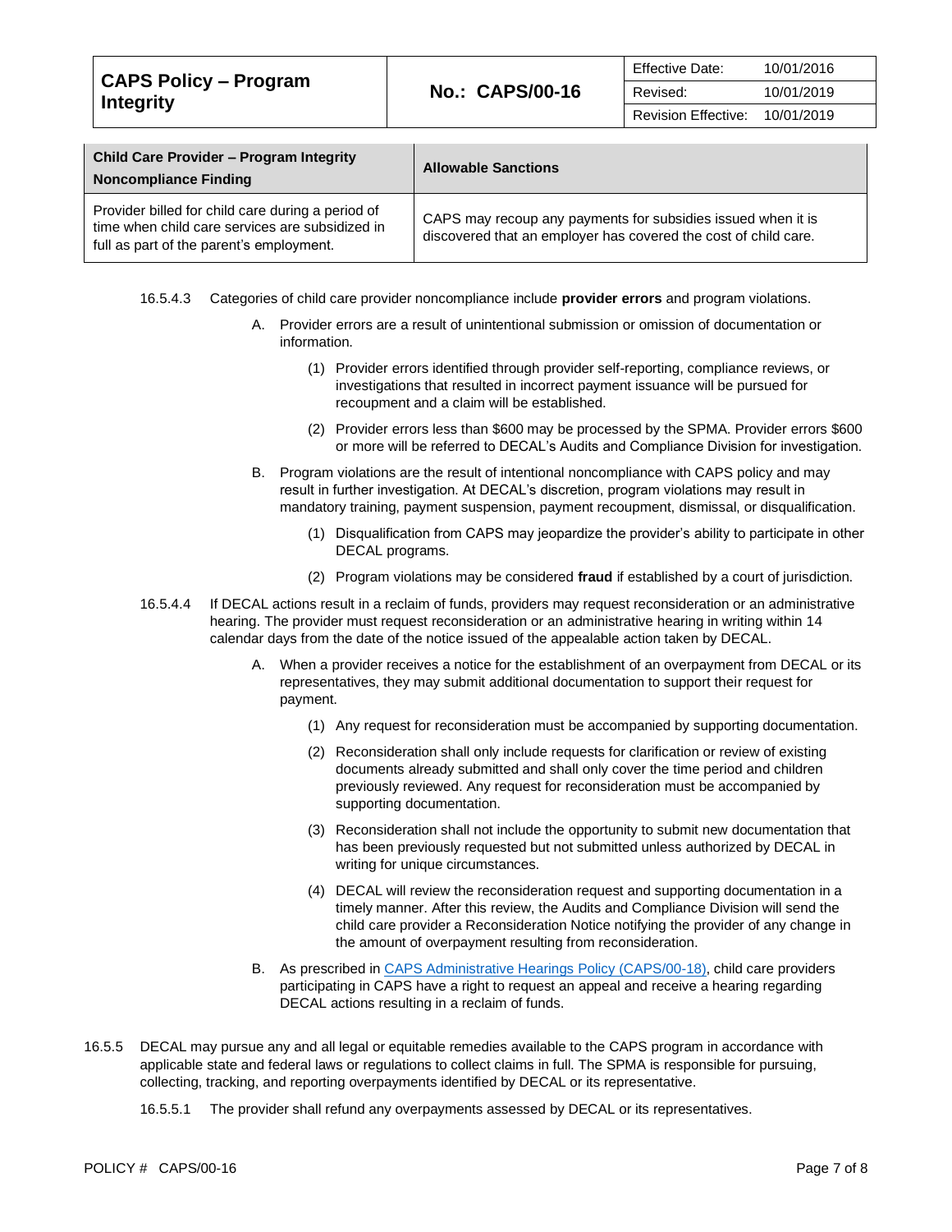| Child Care Provider – Program Integrity Noncompliance Finding | Allowable Sanctions |
|---|---|
| Provider billed for child care during a period of time when child care services are subsidized in full as part of the parent's employment. | CAPS may recoup any payments for subsidies issued when it is discovered that an employer has covered the cost of child care. |

16.5.4.3 Categories of child care provider noncompliance include **provider errors** and program violations.

A. Provider errors are a result of unintentional submission or omission of documentation or information.

(1) Provider errors identified through provider self-reporting, compliance reviews, or investigations that resulted in incorrect payment issuance will be pursued for recoupment and a claim will be established.

(2) Provider errors less than $600 may be processed by the SPMA. Provider errors $600 or more will be referred to DECAL's Audits and Compliance Division for investigation.

B. Program violations are the result of intentional noncompliance with CAPS policy and may result in further investigation. At DECAL's discretion, program violations may result in mandatory training, payment suspension, payment recoupment, dismissal, or disqualification.

(1) Disqualification from CAPS may jeopardize the provider's ability to participate in other DECAL programs.

(2) Program violations may be considered **fraud** if established by a court of jurisdiction.

16.5.4.4 If DECAL actions result in a reclaim of funds, providers may request reconsideration or an administrative hearing. The provider must request reconsideration or an administrative hearing in writing within 14 calendar days from the date of the notice issued of the appealable action taken by DECAL.

A. When a provider receives a notice for the establishment of an overpayment from DECAL or its representatives, they may submit additional documentation to support their request for payment.

(1) Any request for reconsideration must be accompanied by supporting documentation.

(2) Reconsideration shall only include requests for clarification or review of existing documents already submitted and shall only cover the time period and children previously reviewed. Any request for reconsideration must be accompanied by supporting documentation.

(3) Reconsideration shall not include the opportunity to submit new documentation that has been previously requested but not submitted unless authorized by DECAL in writing for unique circumstances.

(4) DECAL will review the reconsideration request and supporting documentation in a timely manner. After this review, the Audits and Compliance Division will send the child care provider a Reconsideration Notice notifying the provider of any change in the amount of overpayment resulting from reconsideration.

B. As prescribed in CAPS Administrative Hearings Policy (CAPS/00-18), child care providers participating in CAPS have a right to request an appeal and receive a hearing regarding DECAL actions resulting in a reclaim of funds.

16.5.5 DECAL may pursue any and all legal or equitable remedies available to the CAPS program in accordance with applicable state and federal laws or regulations to collect claims in full. The SPMA is responsible for pursuing, collecting, tracking, and reporting overpayments identified by DECAL or its representative.

16.5.5.1 The provider shall refund any overpayments assessed by DECAL or its representatives.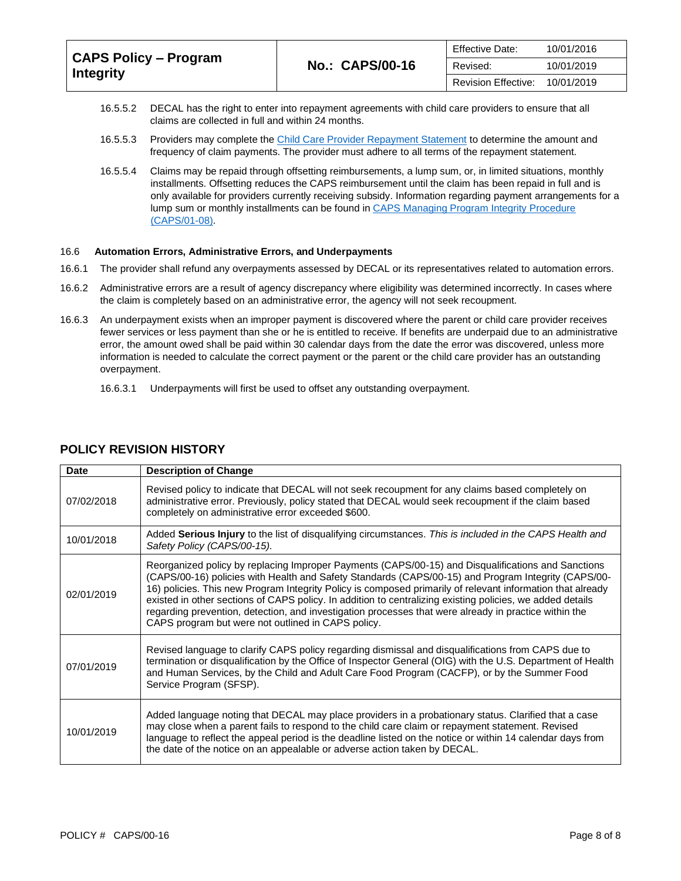16.5.5.2 DECAL has the right to enter into repayment agreements with child care providers to ensure that all claims are collected in full and within 24 months.

16.5.5.3 Providers may complete the [Child Care Provider Repayment Statement] to determine the amount and frequency of claim payments. The provider must adhere to all terms of the repayment statement.

16.5.5.4 Claims may be repaid through offsetting reimbursements, a lump sum, or, in limited situations, monthly installments. Offsetting reduces the CAPS reimbursement until the claim has been repaid in full and is only available for providers currently receiving subsidy. Information regarding payment arrangements for a lump sum or monthly installments can be found in [CAPS Managing Program Integrity Procedure (CAPS/01-08)].

16.6 **Automation Errors, Administrative Errors, and Underpayments**

16.6.1 The provider shall refund any overpayments assessed by DECAL or its representatives related to automation errors.

16.6.2 Administrative errors are a result of agency discrepancy where eligibility was determined incorrectly. In cases where the claim is completely based on an administrative error, the agency will not seek recoupment.

16.6.3 An underpayment exists when an improper payment is discovered where the parent or child care provider receives fewer services or less payment than she or he is entitled to receive. If benefits are underpaid due to an administrative error, the amount owed shall be paid within 30 calendar days from the date the error was discovered, unless more information is needed to calculate the correct payment or the parent or the child care provider has an outstanding overpayment.

16.6.3.1 Underpayments will first be used to offset any outstanding overpayment.

## POLICY REVISION HISTORY

| Date | Description of Change |
|---|---|
| 07/02/2018 | Revised policy to indicate that DECAL will not seek recoupment for any claims based completely on administrative error. Previously, policy stated that DECAL would seek recoupment if the claim based completely on administrative error exceeded $600. |
| 10/01/2018 | Added **Serious Injury** to the list of disqualifying circumstances. *This is included in the CAPS Health and Safety Policy (CAPS/00-15).* |
| 02/01/2019 | Reorganized policy by replacing Improper Payments (CAPS/00-15) and Disqualifications and Sanctions (CAPS/00-16) policies with Health and Safety Standards (CAPS/00-15) and Program Integrity (CAPS/00-16) policies. This new Program Integrity Policy is composed primarily of relevant information that already existed in other sections of CAPS policy. In addition to centralizing existing policies, we added details regarding prevention, detection, and investigation processes that were already in practice within the CAPS program but were not outlined in CAPS policy. |
| 07/01/2019 | Revised language to clarify CAPS policy regarding dismissal and disqualifications from CAPS due to termination or disqualification by the Office of Inspector General (OIG) with the U.S. Department of Health and Human Services, by the Child and Adult Care Food Program (CACFP), or by the Summer Food Service Program (SFSP). |
| 10/01/2019 | Added language noting that DECAL may place providers in a probationary status. Clarified that a case may close when a parent fails to respond to the child care claim or repayment statement. Revised language to reflect the appeal period is the deadline listed on the notice or within 14 calendar days from the date of the notice on an appealable or adverse action taken by DECAL. |